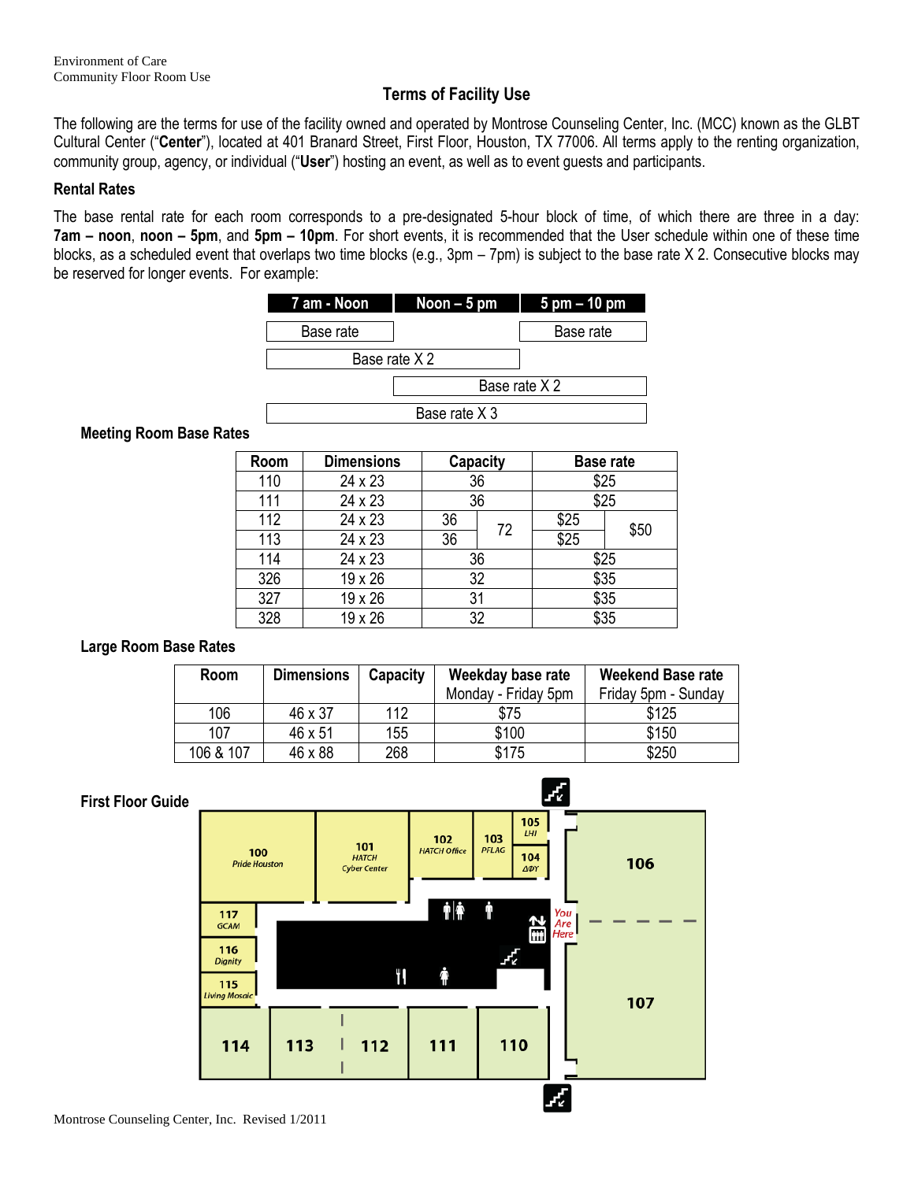Environment of Care
Community Floor Room Use

## Terms of Facility Use

The following are the terms for use of the facility owned and operated by Montrose Counseling Center, Inc. (MCC) known as the GLBT Cultural Center ("**Center**"), located at 401 Branard Street, First Floor, Houston, TX 77006. All terms apply to the renting organization, community group, agency, or individual ("**User**") hosting an event, as well as to event guests and participants.

### Rental Rates

The base rental rate for each room corresponds to a pre-designated 5-hour block of time, of which there are three in a day: **7am – noon**, **noon – 5pm**, and **5pm – 10pm**. For short events, it is recommended that the User schedule within one of these time blocks, as a scheduled event that overlaps two time blocks (e.g., 3pm – 7pm) is subject to the base rate X 2. Consecutive blocks may be reserved for longer events. For example:

| 7 am - Noon | Noon – 5 pm | 5 pm – 10 pm |
|---|---|---|
| Base rate | | Base rate |
| Base rate X 2 | | |
| | Base rate X 2 | |
| Base rate X 3 | | |

### Meeting Room Base Rates

| Room | Dimensions | Capacity | | Base rate | |
|---|---|---|---|---|---|
| 110 | 24 x 23 | 36 | | $25 | |
| 111 | 24 x 23 | 36 | | $25 | |
| 112 | 24 x 23 | 36 | 72 | $25 | $50 |
| 113 | 24 x 23 | 36 | | $25 | |
| 114 | 24 x 23 | 36 | | $25 | |
| 326 | 19 x 26 | 32 | | $35 | |
| 327 | 19 x 26 | 31 | | $35 | |
| 328 | 19 x 26 | 32 | | $35 | |

### Large Room Base Rates

| Room | Dimensions | Capacity | Weekday base rate Monday - Friday 5pm | Weekend Base rate Friday 5pm - Sunday |
|---|---|---|---|---|
| 106 | 46 x 37 | 112 | $75 | $125 |
| 107 | 46 x 51 | 155 | $100 | $150 |
| 106 & 107 | 46 x 88 | 268 | $175 | $250 |

### First Floor Guide

100 Pride Houston; 101 HATCH Cyber Center; 102 HATCH Office; 103 PFLAG; 104 ΔΦΥ; 105 LHI; 106; 107; 110; 111; 112; 113; 114; 115 Living Mosaic; 116 Dignity; 117 GCAM; You Are Here

Montrose Counseling Center, Inc. Revised 1/2011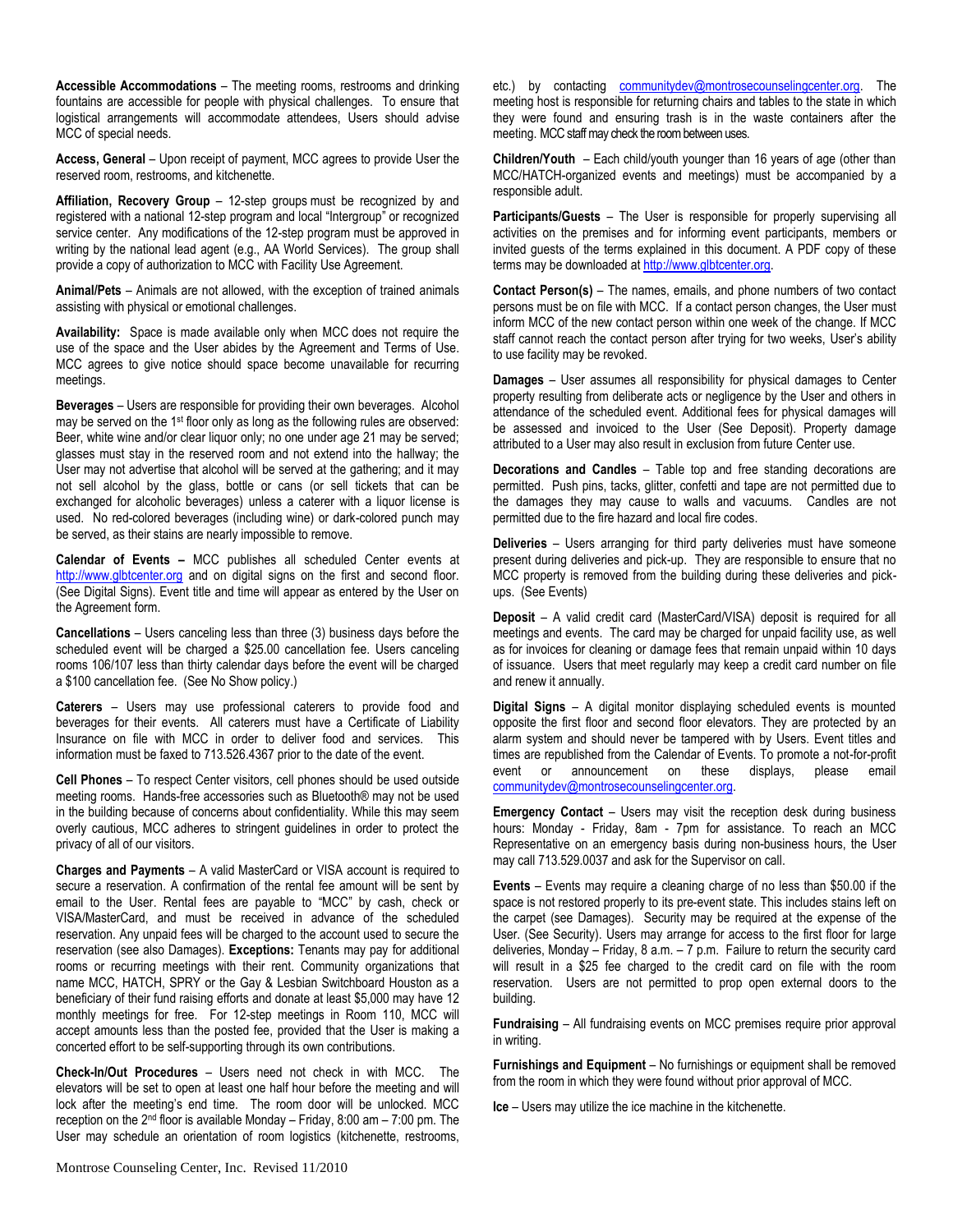**Accessible Accommodations** – The meeting rooms, restrooms and drinking fountains are accessible for people with physical challenges. To ensure that logistical arrangements will accommodate attendees, Users should advise MCC of special needs.

**Access, General** – Upon receipt of payment, MCC agrees to provide User the reserved room, restrooms, and kitchenette.

**Affiliation, Recovery Group** – 12-step groups must be recognized by and registered with a national 12-step program and local "Intergroup" or recognized service center. Any modifications of the 12-step program must be approved in writing by the national lead agent (e.g., AA World Services). The group shall provide a copy of authorization to MCC with Facility Use Agreement.

**Animal/Pets** – Animals are not allowed, with the exception of trained animals assisting with physical or emotional challenges.

**Availability:** Space is made available only when MCC does not require the use of the space and the User abides by the Agreement and Terms of Use. MCC agrees to give notice should space become unavailable for recurring meetings.

**Beverages** – Users are responsible for providing their own beverages. Alcohol may be served on the 1st floor only as long as the following rules are observed: Beer, white wine and/or clear liquor only; no one under age 21 may be served; glasses must stay in the reserved room and not extend into the hallway; the User may not advertise that alcohol will be served at the gathering; and it may not sell alcohol by the glass, bottle or cans (or sell tickets that can be exchanged for alcoholic beverages) unless a caterer with a liquor license is used. No red-colored beverages (including wine) or dark-colored punch may be served, as their stains are nearly impossible to remove.

**Calendar of Events –** MCC publishes all scheduled Center events at http://www.glbtcenter.org and on digital signs on the first and second floor. (See Digital Signs). Event title and time will appear as entered by the User on the Agreement form.

**Cancellations** – Users canceling less than three (3) business days before the scheduled event will be charged a $25.00 cancellation fee. Users canceling rooms 106/107 less than thirty calendar days before the event will be charged a $100 cancellation fee. (See No Show policy.)

**Caterers** – Users may use professional caterers to provide food and beverages for their events. All caterers must have a Certificate of Liability Insurance on file with MCC in order to deliver food and services. This information must be faxed to 713.526.4367 prior to the date of the event.

**Cell Phones** – To respect Center visitors, cell phones should be used outside meeting rooms. Hands-free accessories such as Bluetooth® may not be used in the building because of concerns about confidentiality. While this may seem overly cautious, MCC adheres to stringent guidelines in order to protect the privacy of all of our visitors.

**Charges and Payments** – A valid MasterCard or VISA account is required to secure a reservation. A confirmation of the rental fee amount will be sent by email to the User. Rental fees are payable to "MCC" by cash, check or VISA/MasterCard, and must be received in advance of the scheduled reservation. Any unpaid fees will be charged to the account used to secure the reservation (see also Damages). **Exceptions:** Tenants may pay for additional rooms or recurring meetings with their rent. Community organizations that name MCC, HATCH, SPRY or the Gay & Lesbian Switchboard Houston as a beneficiary of their fund raising efforts and donate at least $5,000 may have 12 monthly meetings for free. For 12-step meetings in Room 110, MCC will accept amounts less than the posted fee, provided that the User is making a concerted effort to be self-supporting through its own contributions.

**Check-In/Out Procedures** – Users need not check in with MCC. The elevators will be set to open at least one half hour before the meeting and will lock after the meeting's end time. The room door will be unlocked. MCC reception on the 2nd floor is available Monday – Friday, 8:00 am – 7:00 pm. The User may schedule an orientation of room logistics (kitchenette, restrooms, etc.) by contacting communitydev@montrosecounselingcenter.org. The meeting host is responsible for returning chairs and tables to the state in which they were found and ensuring trash is in the waste containers after the meeting. MCC staff may check the room between uses.

**Children/Youth** – Each child/youth younger than 16 years of age (other than MCC/HATCH-organized events and meetings) must be accompanied by a responsible adult.

**Participants/Guests** – The User is responsible for properly supervising all activities on the premises and for informing event participants, members or invited guests of the terms explained in this document. A PDF copy of these terms may be downloaded at http://www.glbtcenter.org.

**Contact Person(s)** – The names, emails, and phone numbers of two contact persons must be on file with MCC. If a contact person changes, the User must inform MCC of the new contact person within one week of the change. If MCC staff cannot reach the contact person after trying for two weeks, User's ability to use facility may be revoked.

**Damages** – User assumes all responsibility for physical damages to Center property resulting from deliberate acts or negligence by the User and others in attendance of the scheduled event. Additional fees for physical damages will be assessed and invoiced to the User (See Deposit). Property damage attributed to a User may also result in exclusion from future Center use.

**Decorations and Candles** – Table top and free standing decorations are permitted. Push pins, tacks, glitter, confetti and tape are not permitted due to the damages they may cause to walls and vacuums. Candles are not permitted due to the fire hazard and local fire codes.

**Deliveries** – Users arranging for third party deliveries must have someone present during deliveries and pick-up. They are responsible to ensure that no MCC property is removed from the building during these deliveries and pick-ups. (See Events)

**Deposit** – A valid credit card (MasterCard/VISA) deposit is required for all meetings and events. The card may be charged for unpaid facility use, as well as for invoices for cleaning or damage fees that remain unpaid within 10 days of issuance. Users that meet regularly may keep a credit card number on file and renew it annually.

**Digital Signs** – A digital monitor displaying scheduled events is mounted opposite the first floor and second floor elevators. They are protected by an alarm system and should never be tampered with by Users. Event titles and times are republished from the Calendar of Events. To promote a not-for-profit event or announcement on these displays, please email communitydev@montrosecounselingcenter.org.

**Emergency Contact** – Users may visit the reception desk during business hours: Monday - Friday, 8am - 7pm for assistance. To reach an MCC Representative on an emergency basis during non-business hours, the User may call 713.529.0037 and ask for the Supervisor on call.

**Events** – Events may require a cleaning charge of no less than $50.00 if the space is not restored properly to its pre-event state. This includes stains left on the carpet (see Damages). Security may be required at the expense of the User. (See Security). Users may arrange for access to the first floor for large deliveries, Monday – Friday, 8 a.m. – 7 p.m. Failure to return the security card will result in a $25 fee charged to the credit card on file with the room reservation. Users are not permitted to prop open external doors to the building.

**Fundraising** – All fundraising events on MCC premises require prior approval in writing.

**Furnishings and Equipment** – No furnishings or equipment shall be removed from the room in which they were found without prior approval of MCC.

**Ice** – Users may utilize the ice machine in the kitchenette.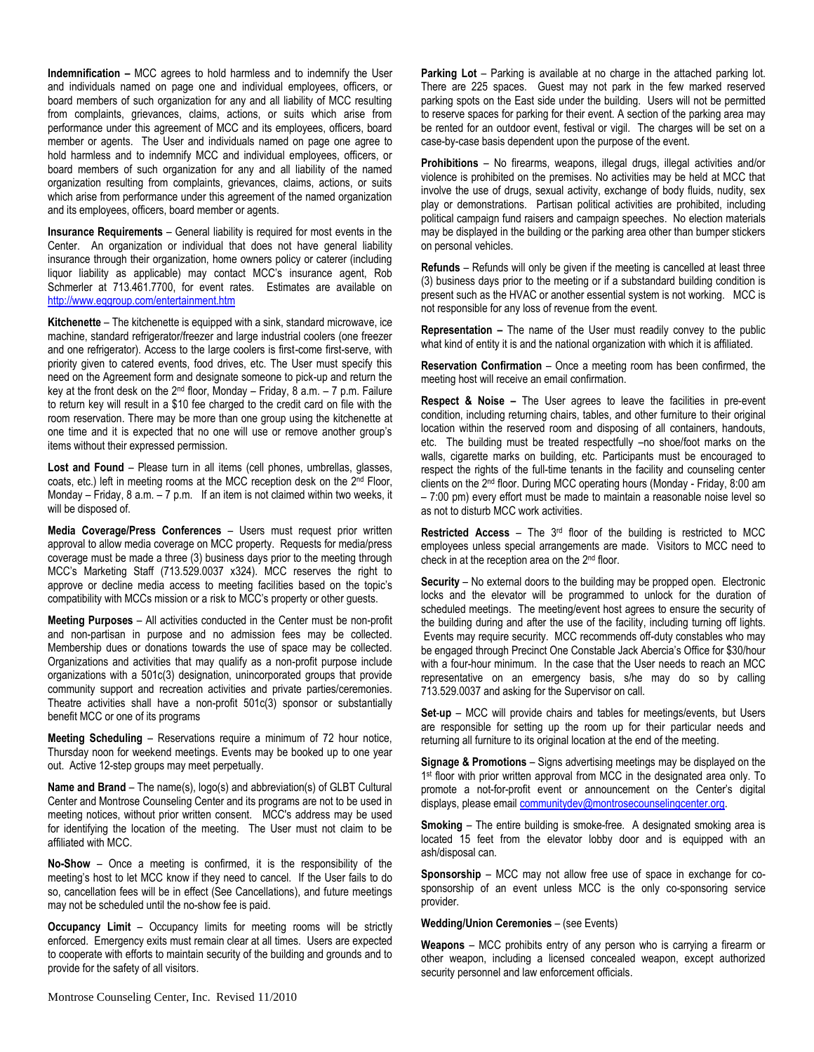**Indemnification –** MCC agrees to hold harmless and to indemnify the User and individuals named on page one and individual employees, officers, or board members of such organization for any and all liability of MCC resulting from complaints, grievances, claims, actions, or suits which arise from performance under this agreement of MCC and its employees, officers, board member or agents. The User and individuals named on page one agree to hold harmless and to indemnify MCC and individual employees, officers, or board members of such organization for any and all liability of the named organization resulting from complaints, grievances, claims, actions, or suits which arise from performance under this agreement of the named organization and its employees, officers, board member or agents.

**Insurance Requirements** – General liability is required for most events in the Center. An organization or individual that does not have general liability insurance through their organization, home owners policy or caterer (including liquor liability as applicable) may contact MCC's insurance agent, Rob Schmerler at 713.461.7700, for event rates. Estimates are available on http://www.egroup.com/entertainment.htm

**Kitchenette** – The kitchenette is equipped with a sink, standard microwave, ice machine, standard refrigerator/freezer and large industrial coolers (one freezer and one refrigerator). Access to the large coolers is first-come first-serve, with priority given to catered events, food drives, etc. The User must specify this need on the Agreement form and designate someone to pick-up and return the key at the front desk on the 2nd floor, Monday – Friday, 8 a.m. – 7 p.m. Failure to return key will result in a $10 fee charged to the credit card on file with the room reservation. There may be more than one group using the kitchenette at one time and it is expected that no one will use or remove another group's items without their expressed permission.

**Lost and Found** – Please turn in all items (cell phones, umbrellas, glasses, coats, etc.) left in meeting rooms at the MCC reception desk on the 2nd Floor, Monday – Friday, 8 a.m. – 7 p.m. If an item is not claimed within two weeks, it will be disposed of.

**Media Coverage/Press Conferences** – Users must request prior written approval to allow media coverage on MCC property. Requests for media/press coverage must be made a three (3) business days prior to the meeting through MCC's Marketing Staff (713.529.0037 x324). MCC reserves the right to approve or decline media access to meeting facilities based on the topic's compatibility with MCCs mission or a risk to MCC's property or other guests.

**Meeting Purposes** – All activities conducted in the Center must be non-profit and non-partisan in purpose and no admission fees may be collected. Membership dues or donations towards the use of space may be collected. Organizations and activities that may qualify as a non-profit purpose include organizations with a 501c(3) designation, unincorporated groups that provide community support and recreation activities and private parties/ceremonies. Theatre activities shall have a non-profit 501c(3) sponsor or substantially benefit MCC or one of its programs

**Meeting Scheduling** – Reservations require a minimum of 72 hour notice, Thursday noon for weekend meetings. Events may be booked up to one year out. Active 12-step groups may meet perpetually.

**Name and Brand** – The name(s), logo(s) and abbreviation(s) of GLBT Cultural Center and Montrose Counseling Center and its programs are not to be used in meeting notices, without prior written consent. MCC's address may be used for identifying the location of the meeting. The User must not claim to be affiliated with MCC.

**No-Show** – Once a meeting is confirmed, it is the responsibility of the meeting's host to let MCC know if they need to cancel. If the User fails to do so, cancellation fees will be in effect (See Cancellations), and future meetings may not be scheduled until the no-show fee is paid.

**Occupancy Limit** – Occupancy limits for meeting rooms will be strictly enforced. Emergency exits must remain clear at all times. Users are expected to cooperate with efforts to maintain security of the building and grounds and to provide for the safety of all visitors.

**Parking Lot** – Parking is available at no charge in the attached parking lot. There are 225 spaces. Guest may not park in the few marked reserved parking spots on the East side under the building. Users will not be permitted to reserve spaces for parking for their event. A section of the parking area may be rented for an outdoor event, festival or vigil. The charges will be set on a case-by-case basis dependent upon the purpose of the event.

**Prohibitions** – No firearms, weapons, illegal drugs, illegal activities and/or violence is prohibited on the premises. No activities may be held at MCC that involve the use of drugs, sexual activity, exchange of body fluids, nudity, sex play or demonstrations. Partisan political activities are prohibited, including political campaign fund raisers and campaign speeches. No election materials may be displayed in the building or the parking area other than bumper stickers on personal vehicles.

**Refunds** – Refunds will only be given if the meeting is cancelled at least three (3) business days prior to the meeting or if a substandard building condition is present such as the HVAC or another essential system is not working. MCC is not responsible for any loss of revenue from the event.

**Representation –** The name of the User must readily convey to the public what kind of entity it is and the national organization with which it is affiliated.

**Reservation Confirmation** – Once a meeting room has been confirmed, the meeting host will receive an email confirmation.

**Respect & Noise –** The User agrees to leave the facilities in pre-event condition, including returning chairs, tables, and other furniture to their original location within the reserved room and disposing of all containers, handouts, etc. The building must be treated respectfully –no shoe/foot marks on the walls, cigarette marks on building, etc. Participants must be encouraged to respect the rights of the full-time tenants in the facility and counseling center clients on the 2nd floor. During MCC operating hours (Monday - Friday, 8:00 am – 7:00 pm) every effort must be made to maintain a reasonable noise level so as not to disturb MCC work activities.

**Restricted Access** – The 3rd floor of the building is restricted to MCC employees unless special arrangements are made. Visitors to MCC need to check in at the reception area on the 2nd floor.

**Security** – No external doors to the building may be propped open. Electronic locks and the elevator will be programmed to unlock for the duration of scheduled meetings. The meeting/event host agrees to ensure the security of the building during and after the use of the facility, including turning off lights. Events may require security. MCC recommends off-duty constables who may be engaged through Precinct One Constable Jack Abercia's Office for $30/hour with a four-hour minimum. In the case that the User needs to reach an MCC representative on an emergency basis, s/he may do so by calling 713.529.0037 and asking for the Supervisor on call.

**Set-up** – MCC will provide chairs and tables for meetings/events, but Users are responsible for setting up the room up for their particular needs and returning all furniture to its original location at the end of the meeting.

**Signage & Promotions** – Signs advertising meetings may be displayed on the 1st floor with prior written approval from MCC in the designated area only. To promote a not-for-profit event or announcement on the Center's digital displays, please email communitydev@montrosecounselingcenter.org.

**Smoking** – The entire building is smoke-free. A designated smoking area is located 15 feet from the elevator lobby door and is equipped with an ash/disposal can.

**Sponsorship** – MCC may not allow free use of space in exchange for co-sponsorship of an event unless MCC is the only co-sponsoring service provider.

**Wedding/Union Ceremonies** – (see Events)

**Weapons** – MCC prohibits entry of any person who is carrying a firearm or other weapon, including a licensed concealed weapon, except authorized security personnel and law enforcement officials.

Montrose Counseling Center, Inc. Revised 11/2010